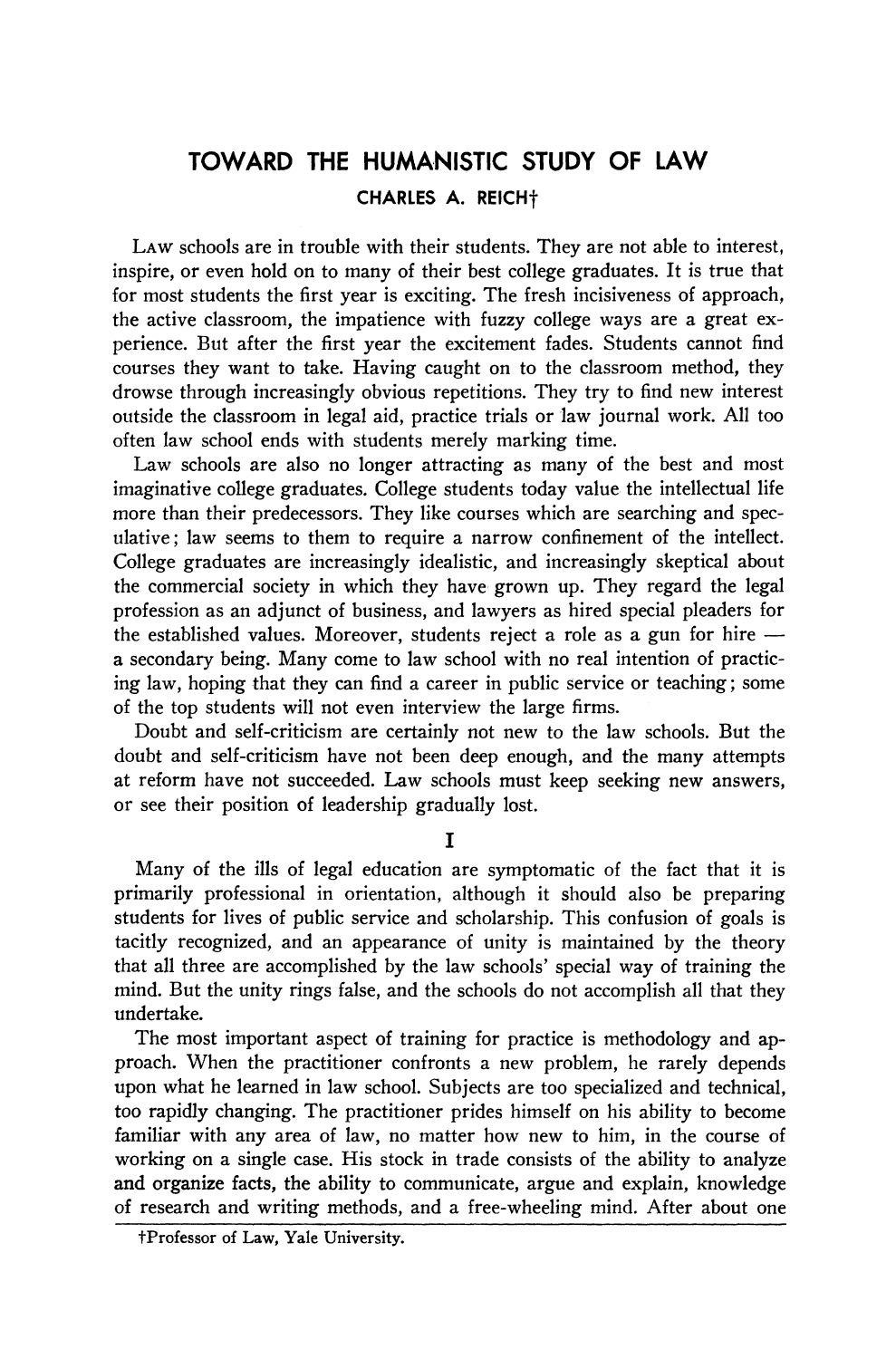# TOWARD THE HUMANISTIC STUDY OF LAW

CHARLES A. REICH†

LAW schools are in trouble with their students. They are not able to interest, inspire, or even hold on to many of their best college graduates. It is true that for most students the first year is exciting. The fresh incisiveness of approach, the active classroom, the impatience with fuzzy college ways are a great experience. But after the first year the excitement fades. Students cannot find courses they want to take. Having caught on to the classroom method, they drowse through increasingly obvious repetitions. They try to find new interest outside the classroom in legal aid, practice trials or law journal work. All too often law school ends with students merely marking time.

Law schools are also no longer attracting as many of the best and most imaginative college graduates. College students today value the intellectual life more than their predecessors. They like courses which are searching and speculative; law seems to them to require a narrow confinement of the intellect. College graduates are increasingly idealistic, and increasingly skeptical about the commercial society in which they have grown up. They regard the legal profession as an adjunct of business, and lawyers as hired special pleaders for the established values. Moreover, students reject a role as a gun for hire — a secondary being. Many come to law school with no real intention of practicing law, hoping that they can find a career in public service or teaching; some of the top students will not even interview the large firms.

Doubt and self-criticism are certainly not new to the law schools. But the doubt and self-criticism have not been deep enough, and the many attempts at reform have not succeeded. Law schools must keep seeking new answers, or see their position of leadership gradually lost.

## I

Many of the ills of legal education are symptomatic of the fact that it is primarily professional in orientation, although it should also be preparing students for lives of public service and scholarship. This confusion of goals is tacitly recognized, and an appearance of unity is maintained by the theory that all three are accomplished by the law schools' special way of training the mind. But the unity rings false, and the schools do not accomplish all that they undertake.

The most important aspect of training for practice is methodology and approach. When the practitioner confronts a new problem, he rarely depends upon what he learned in law school. Subjects are too specialized and technical, too rapidly changing. The practitioner prides himself on his ability to become familiar with any area of law, no matter how new to him, in the course of working on a single case. His stock in trade consists of the ability to analyze and organize facts, the ability to communicate, argue and explain, knowledge of research and writing methods, and a free-wheeling mind. After about one

†Professor of Law, Yale University.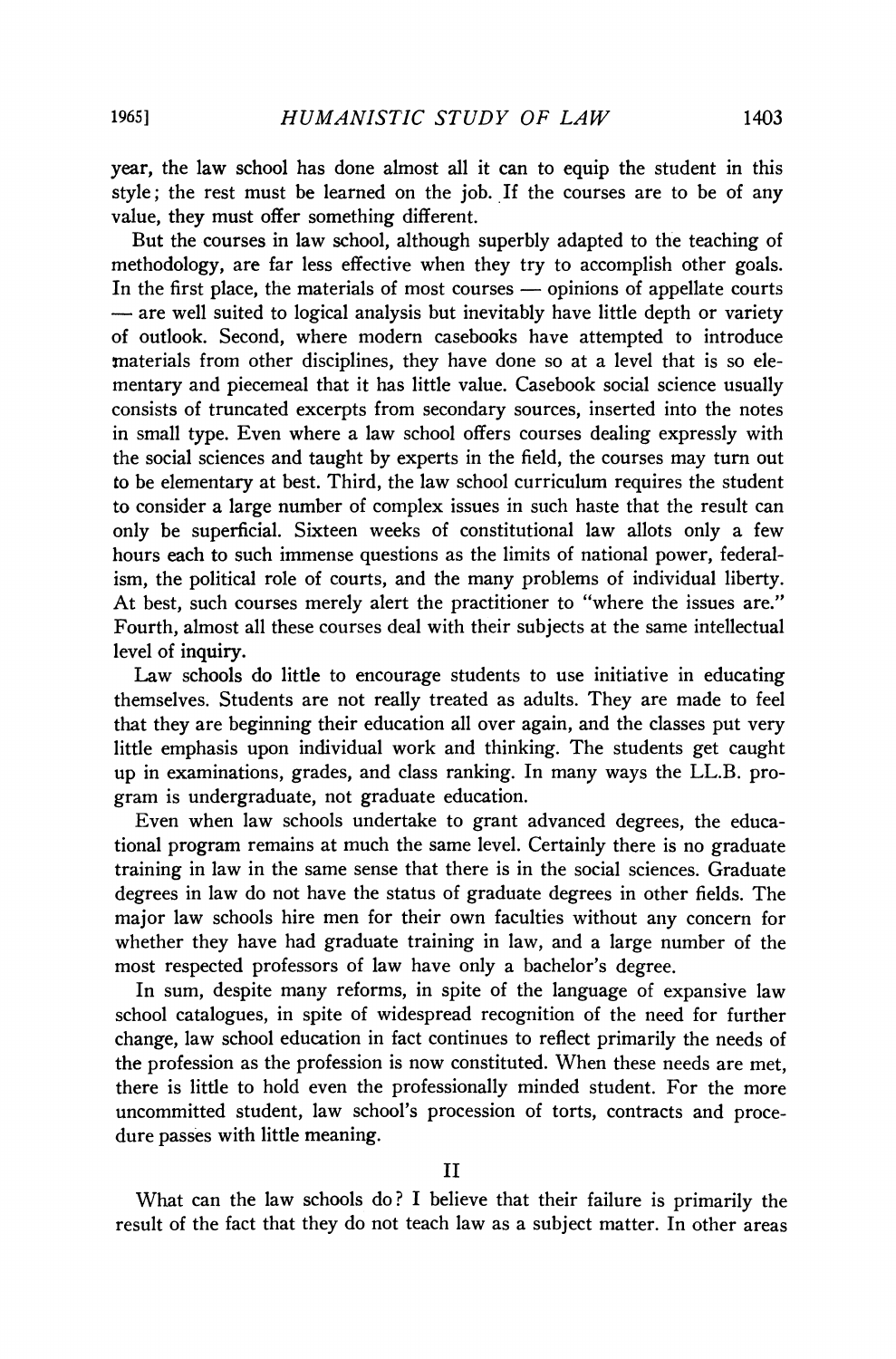year, the law school has done almost all it can to equip the student in this style; the rest must be learned on the job. If the courses are to be of any value, they must offer something different.

But the courses in law school, although superbly adapted to the teaching of methodology, are far less effective when they try to accomplish other goals. In the first place, the materials of most courses — opinions of appellate courts — are well suited to logical analysis but inevitably have little depth or variety of outlook. Second, where modern casebooks have attempted to introduce materials from other disciplines, they have done so at a level that is so elementary and piecemeal that it has little value. Casebook social science usually consists of truncated excerpts from secondary sources, inserted into the notes in small type. Even where a law school offers courses dealing expressly with the social sciences and taught by experts in the field, the courses may turn out to be elementary at best. Third, the law school curriculum requires the student to consider a large number of complex issues in such haste that the result can only be superficial. Sixteen weeks of constitutional law allots only a few hours each to such immense questions as the limits of national power, federalism, the political role of courts, and the many problems of individual liberty. At best, such courses merely alert the practitioner to "where the issues are." Fourth, almost all these courses deal with their subjects at the same intellectual level of inquiry.

Law schools do little to encourage students to use initiative in educating themselves. Students are not really treated as adults. They are made to feel that they are beginning their education all over again, and the classes put very little emphasis upon individual work and thinking. The students get caught up in examinations, grades, and class ranking. In many ways the LL.B. program is undergraduate, not graduate education.

Even when law schools undertake to grant advanced degrees, the educational program remains at much the same level. Certainly there is no graduate training in law in the same sense that there is in the social sciences. Graduate degrees in law do not have the status of graduate degrees in other fields. The major law schools hire men for their own faculties without any concern for whether they have had graduate training in law, and a large number of the most respected professors of law have only a bachelor's degree.

In sum, despite many reforms, in spite of the language of expansive law school catalogues, in spite of widespread recognition of the need for further change, law school education in fact continues to reflect primarily the needs of the profession as the profession is now constituted. When these needs are met, there is little to hold even the professionally minded student. For the more uncommitted student, law school's procession of torts, contracts and procedure passes with little meaning.

## II

What can the law schools do? I believe that their failure is primarily the result of the fact that they do not teach law as a subject matter. In other areas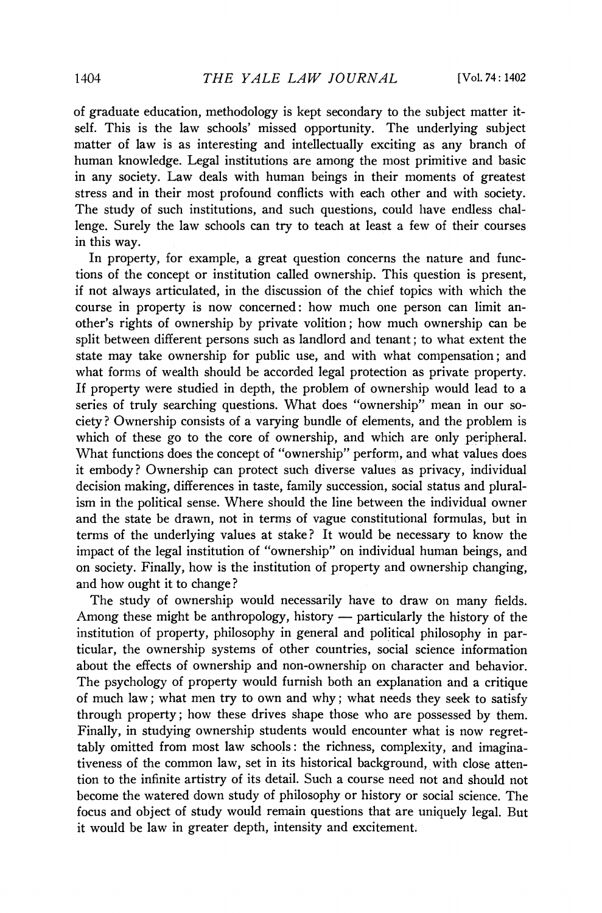of graduate education, methodology is kept secondary to the subject matter itself. This is the law schools' missed opportunity. The underlying subject matter of law is as interesting and intellectually exciting as any branch of human knowledge. Legal institutions are among the most primitive and basic in any society. Law deals with human beings in their moments of greatest stress and in their most profound conflicts with each other and with society. The study of such institutions, and such questions, could have endless challenge. Surely the law schools can try to teach at least a few of their courses in this way.

In property, for example, a great question concerns the nature and functions of the concept or institution called ownership. This question is present, if not always articulated, in the discussion of the chief topics with which the course in property is now concerned: how much one person can limit another's rights of ownership by private volition; how much ownership can be split between different persons such as landlord and tenant; to what extent the state may take ownership for public use, and with what compensation; and what forms of wealth should be accorded legal protection as private property. If property were studied in depth, the problem of ownership would lead to a series of truly searching questions. What does "ownership" mean in our society? Ownership consists of a varying bundle of elements, and the problem is which of these go to the core of ownership, and which are only peripheral. What functions does the concept of "ownership" perform, and what values does it embody? Ownership can protect such diverse values as privacy, individual decision making, differences in taste, family succession, social status and pluralism in the political sense. Where should the line between the individual owner and the state be drawn, not in terms of vague constitutional formulas, but in terms of the underlying values at stake? It would be necessary to know the impact of the legal institution of "ownership" on individual human beings, and on society. Finally, how is the institution of property and ownership changing, and how ought it to change?

The study of ownership would necessarily have to draw on many fields. Among these might be anthropology, history — particularly the history of the institution of property, philosophy in general and political philosophy in particular, the ownership systems of other countries, social science information about the effects of ownership and non-ownership on character and behavior. The psychology of property would furnish both an explanation and a critique of much law; what men try to own and why; what needs they seek to satisfy through property; how these drives shape those who are possessed by them. Finally, in studying ownership students would encounter what is now regrettably omitted from most law schools: the richness, complexity, and imaginativeness of the common law, set in its historical background, with close attention to the infinite artistry of its detail. Such a course need not and should not become the watered down study of philosophy or history or social science. The focus and object of study would remain questions that are uniquely legal. But it would be law in greater depth, intensity and excitement.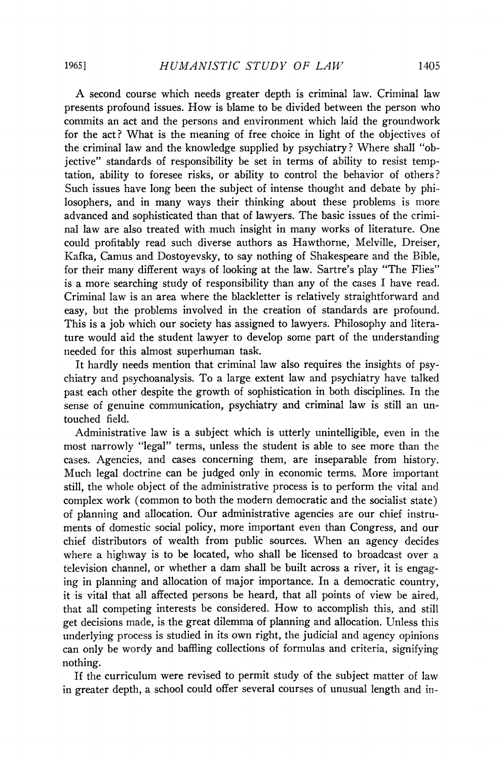A second course which needs greater depth is criminal law. Criminal law presents profound issues. How is blame to be divided between the person who commits an act and the persons and environment which laid the groundwork for the act? What is the meaning of free choice in light of the objectives of the criminal law and the knowledge supplied by psychiatry? Where shall "objective" standards of responsibility be set in terms of ability to resist temptation, ability to foresee risks, or ability to control the behavior of others? Such issues have long been the subject of intense thought and debate by philosophers, and in many ways their thinking about these problems is more advanced and sophisticated than that of lawyers. The basic issues of the criminal law are also treated with much insight in many works of literature. One could profitably read such diverse authors as Hawthorne, Melville, Dreiser, Kafka, Camus and Dostoyevsky, to say nothing of Shakespeare and the Bible, for their many different ways of looking at the law. Sartre's play "The Flies" is a more searching study of responsibility than any of the cases I have read. Criminal law is an area where the blackletter is relatively straightforward and easy, but the problems involved in the creation of standards are profound. This is a job which our society has assigned to lawyers. Philosophy and literature would aid the student lawyer to develop some part of the understanding needed for this almost superhuman task.

It hardly needs mention that criminal law also requires the insights of psychiatry and psychoanalysis. To a large extent law and psychiatry have talked past each other despite the growth of sophistication in both disciplines. In the sense of genuine communication, psychiatry and criminal law is still an untouched field.

Administrative law is a subject which is utterly unintelligible, even in the most narrowly "legal" terms, unless the student is able to see more than the cases. Agencies, and cases concerning them, are inseparable from history. Much legal doctrine can be judged only in economic terms. More important still, the whole object of the administrative process is to perform the vital and complex work (common to both the modern democratic and the socialist state) of planning and allocation. Our administrative agencies are our chief instruments of domestic social policy, more important even than Congress, and our chief distributors of wealth from public sources. When an agency decides where a highway is to be located, who shall be licensed to broadcast over a television channel, or whether a dam shall be built across a river, it is engaging in planning and allocation of major importance. In a democratic country, it is vital that all affected persons be heard, that all points of view be aired, that all competing interests be considered. How to accomplish this, and still get decisions made, is the great dilemma of planning and allocation. Unless this underlying process is studied in its own right, the judicial and agency opinions can only be wordy and baffling collections of formulas and criteria, signifying nothing.

If the curriculum were revised to permit study of the subject matter of law in greater depth, a school could offer several courses of unusual length and in-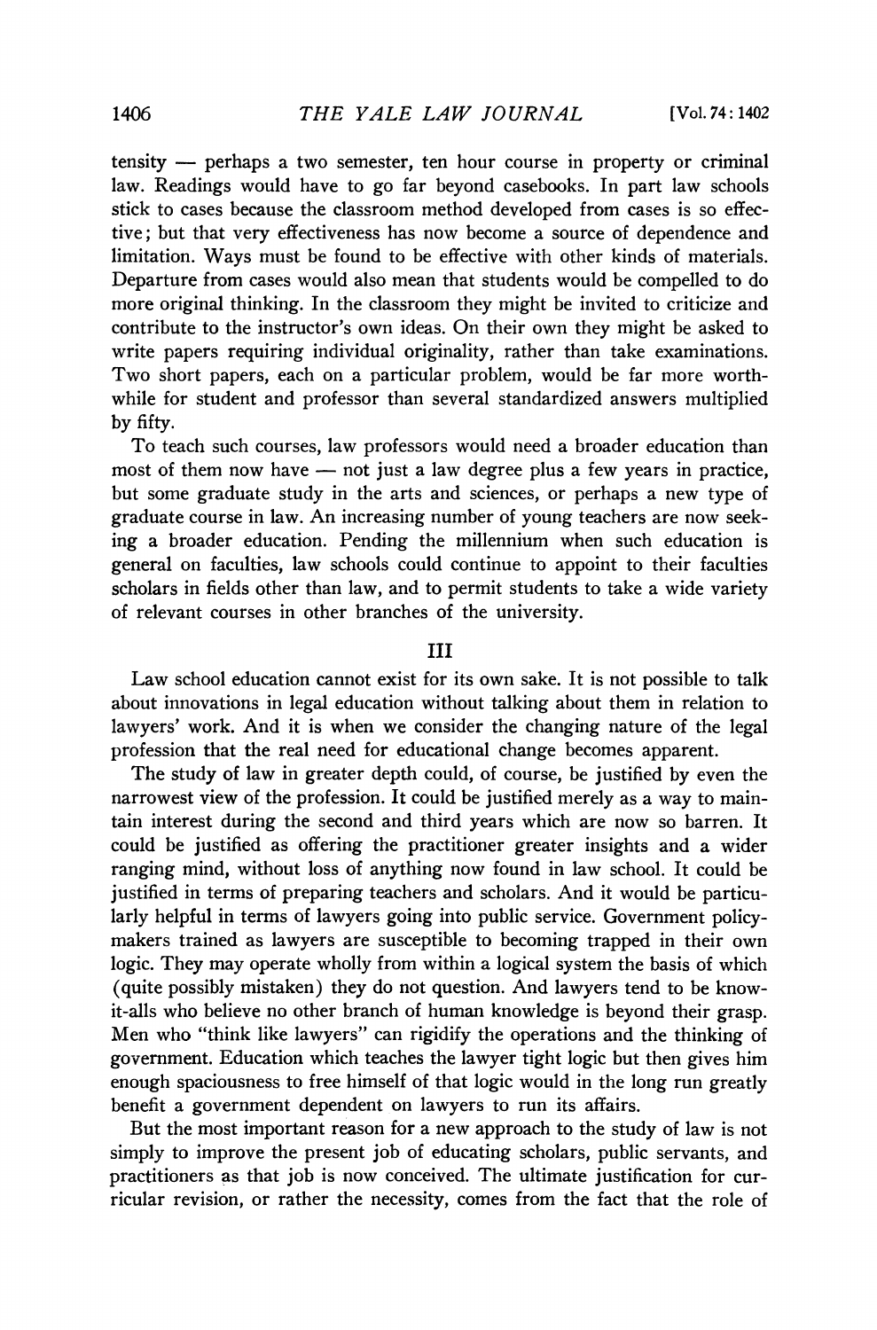tensity — perhaps a two semester, ten hour course in property or criminal law. Readings would have to go far beyond casebooks. In part law schools stick to cases because the classroom method developed from cases is so effective; but that very effectiveness has now become a source of dependence and limitation. Ways must be found to be effective with other kinds of materials. Departure from cases would also mean that students would be compelled to do more original thinking. In the classroom they might be invited to criticize and contribute to the instructor's own ideas. On their own they might be asked to write papers requiring individual originality, rather than take examinations. Two short papers, each on a particular problem, would be far more worthwhile for student and professor than several standardized answers multiplied by fifty.

To teach such courses, law professors would need a broader education than most of them now have — not just a law degree plus a few years in practice, but some graduate study in the arts and sciences, or perhaps a new type of graduate course in law. An increasing number of young teachers are now seeking a broader education. Pending the millennium when such education is general on faculties, law schools could continue to appoint to their faculties scholars in fields other than law, and to permit students to take a wide variety of relevant courses in other branches of the university.

## III

Law school education cannot exist for its own sake. It is not possible to talk about innovations in legal education without talking about them in relation to lawyers' work. And it is when we consider the changing nature of the legal profession that the real need for educational change becomes apparent.

The study of law in greater depth could, of course, be justified by even the narrowest view of the profession. It could be justified merely as a way to maintain interest during the second and third years which are now so barren. It could be justified as offering the practitioner greater insights and a wider ranging mind, without loss of anything now found in law school. It could be justified in terms of preparing teachers and scholars. And it would be particularly helpful in terms of lawyers going into public service. Government policymakers trained as lawyers are susceptible to becoming trapped in their own logic. They may operate wholly from within a logical system the basis of which (quite possibly mistaken) they do not question. And lawyers tend to be know-it-alls who believe no other branch of human knowledge is beyond their grasp. Men who "think like lawyers" can rigidify the operations and the thinking of government. Education which teaches the lawyer tight logic but then gives him enough spaciousness to free himself of that logic would in the long run greatly benefit a government dependent on lawyers to run its affairs.

But the most important reason for a new approach to the study of law is not simply to improve the present job of educating scholars, public servants, and practitioners as that job is now conceived. The ultimate justification for curricular revision, or rather the necessity, comes from the fact that the role of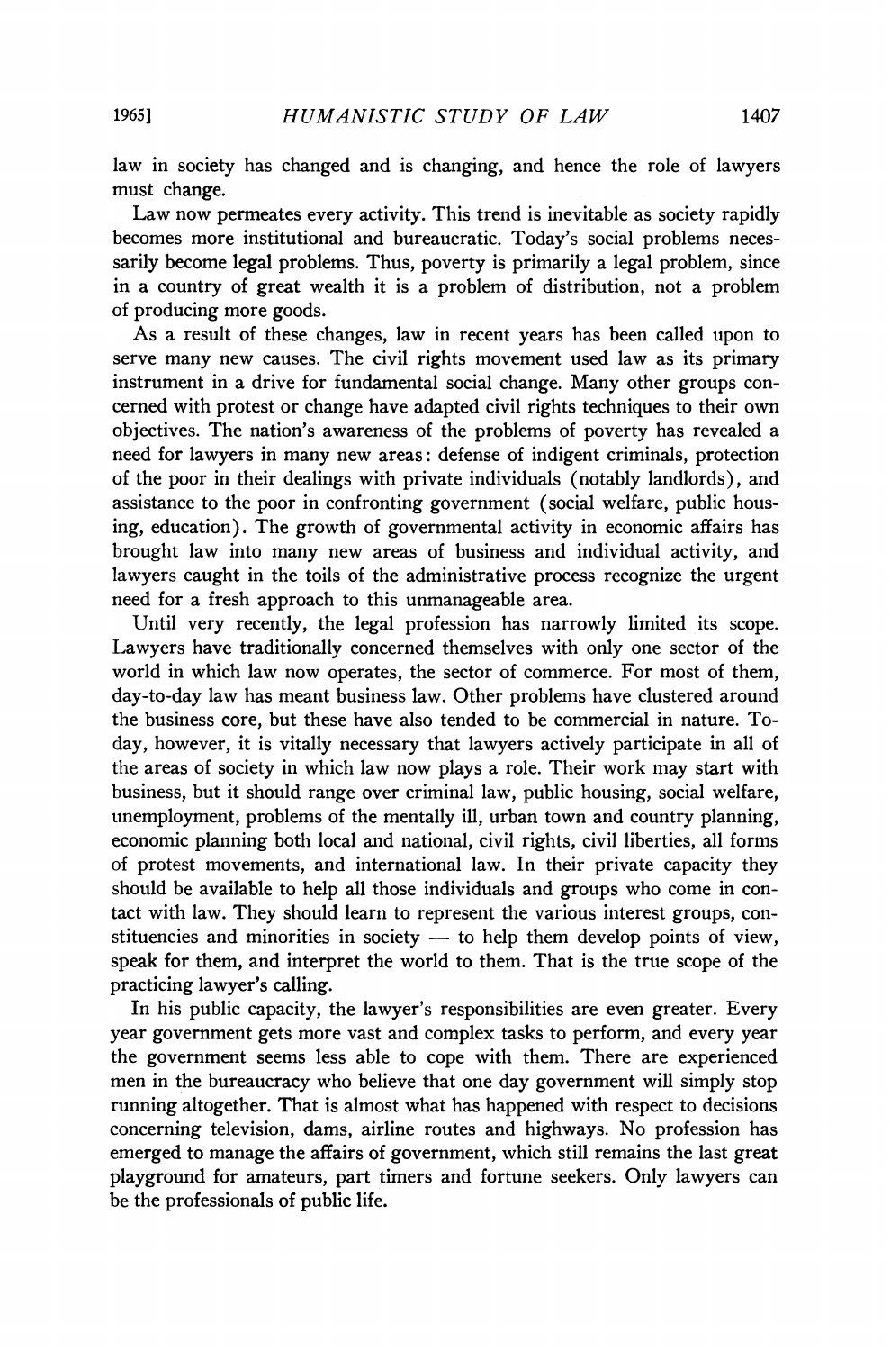law in society has changed and is changing, and hence the role of lawyers must change.

Law now permeates every activity. This trend is inevitable as society rapidly becomes more institutional and bureaucratic. Today's social problems necessarily become legal problems. Thus, poverty is primarily a legal problem, since in a country of great wealth it is a problem of distribution, not a problem of producing more goods.

As a result of these changes, law in recent years has been called upon to serve many new causes. The civil rights movement used law as its primary instrument in a drive for fundamental social change. Many other groups concerned with protest or change have adapted civil rights techniques to their own objectives. The nation's awareness of the problems of poverty has revealed a need for lawyers in many new areas: defense of indigent criminals, protection of the poor in their dealings with private individuals (notably landlords), and assistance to the poor in confronting government (social welfare, public housing, education). The growth of governmental activity in economic affairs has brought law into many new areas of business and individual activity, and lawyers caught in the toils of the administrative process recognize the urgent need for a fresh approach to this unmanageable area.

Until very recently, the legal profession has narrowly limited its scope. Lawyers have traditionally concerned themselves with only one sector of the world in which law now operates, the sector of commerce. For most of them, day-to-day law has meant business law. Other problems have clustered around the business core, but these have also tended to be commercial in nature. Today, however, it is vitally necessary that lawyers actively participate in all of the areas of society in which law now plays a role. Their work may start with business, but it should range over criminal law, public housing, social welfare, unemployment, problems of the mentally ill, urban town and country planning, economic planning both local and national, civil rights, civil liberties, all forms of protest movements, and international law. In their private capacity they should be available to help all those individuals and groups who come in contact with law. They should learn to represent the various interest groups, constituencies and minorities in society — to help them develop points of view, speak for them, and interpret the world to them. That is the true scope of the practicing lawyer's calling.

In his public capacity, the lawyer's responsibilities are even greater. Every year government gets more vast and complex tasks to perform, and every year the government seems less able to cope with them. There are experienced men in the bureaucracy who believe that one day government will simply stop running altogether. That is almost what has happened with respect to decisions concerning television, dams, airline routes and highways. No profession has emerged to manage the affairs of government, which still remains the last great playground for amateurs, part timers and fortune seekers. Only lawyers can be the professionals of public life.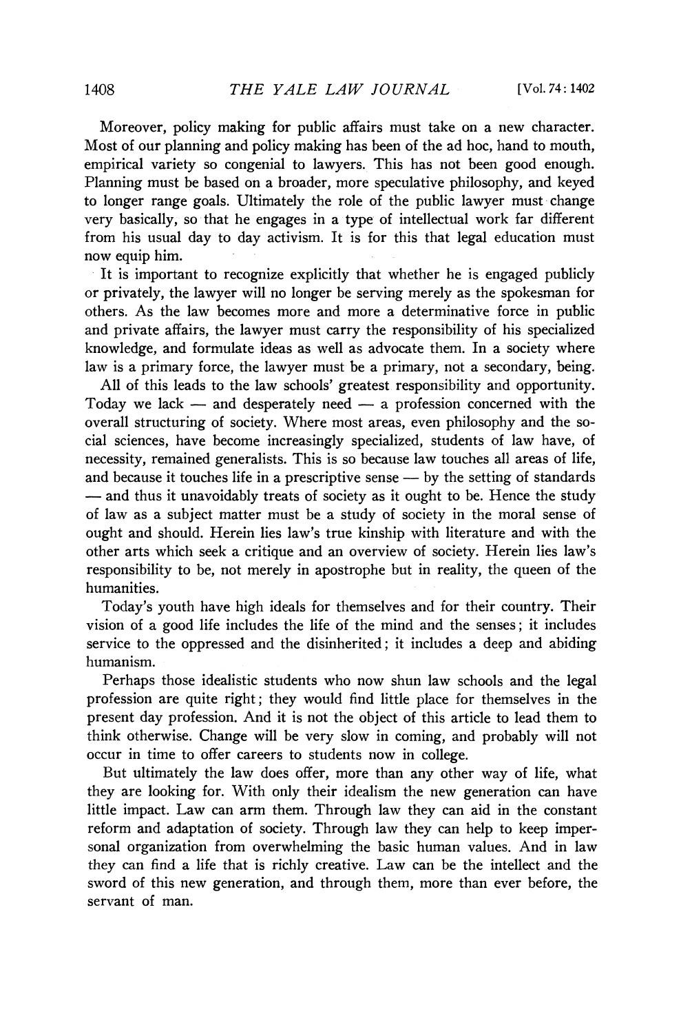Moreover, policy making for public affairs must take on a new character. Most of our planning and policy making has been of the ad hoc, hand to mouth, empirical variety so congenial to lawyers. This has not been good enough. Planning must be based on a broader, more speculative philosophy, and keyed to longer range goals. Ultimately the role of the public lawyer must change very basically, so that he engages in a type of intellectual work far different from his usual day to day activism. It is for this that legal education must now equip him.

It is important to recognize explicitly that whether he is engaged publicly or privately, the lawyer will no longer be serving merely as the spokesman for others. As the law becomes more and more a determinative force in public and private affairs, the lawyer must carry the responsibility of his specialized knowledge, and formulate ideas as well as advocate them. In a society where law is a primary force, the lawyer must be a primary, not a secondary, being.

All of this leads to the law schools' greatest responsibility and opportunity. Today we lack — and desperately need — a profession concerned with the overall structuring of society. Where most areas, even philosophy and the social sciences, have become increasingly specialized, students of law have, of necessity, remained generalists. This is so because law touches all areas of life, and because it touches life in a prescriptive sense — by the setting of standards — and thus it unavoidably treats of society as it ought to be. Hence the study of law as a subject matter must be a study of society in the moral sense of ought and should. Herein lies law's true kinship with literature and with the other arts which seek a critique and an overview of society. Herein lies law's responsibility to be, not merely in apostrophe but in reality, the queen of the humanities.

Today's youth have high ideals for themselves and for their country. Their vision of a good life includes the life of the mind and the senses; it includes service to the oppressed and the disinherited; it includes a deep and abiding humanism.

Perhaps those idealistic students who now shun law schools and the legal profession are quite right; they would find little place for themselves in the present day profession. And it is not the object of this article to lead them to think otherwise. Change will be very slow in coming, and probably will not occur in time to offer careers to students now in college.

But ultimately the law does offer, more than any other way of life, what they are looking for. With only their idealism the new generation can have little impact. Law can arm them. Through law they can aid in the constant reform and adaptation of society. Through law they can help to keep impersonal organization from overwhelming the basic human values. And in law they can find a life that is richly creative. Law can be the intellect and the sword of this new generation, and through them, more than ever before, the servant of man.